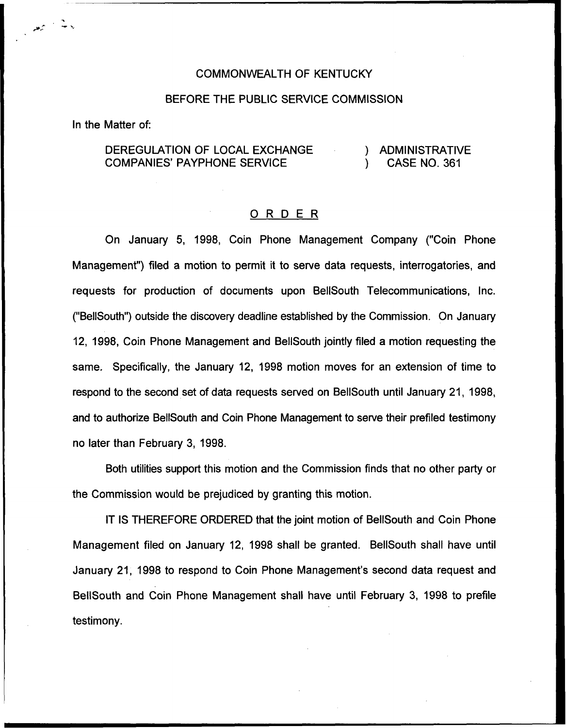COMMONWEALTH OF KENTUCKY

BEFORE THE PUBLIC SERVICE COMMISSION

In the Matter of:

DEREGULATION OF LOCAL EXCHANGE COMPANIES' PAYPHONE SERVICE ) ADMINISTRATIVE ) CASE NO. 361

# ORDER

On January 5, 1998, Coin Phone Management Company ("Coin Phone Management") filed a motion to permit it to serve data requests, interrogatories, and requests for production of documents upon BellSouth Telecommunications, Inc. ("BellSouth") outside the discovery deadline established by the Commission. On January 12, 1998, Coin Phone Management and BellSouth jointly filed a motion requesting the same. Specifically, the January 12, 1998 motion moves for an extension of time to respond to the second set of data requests served on BellSouth until January 21, 1998, and to authorize BellSouth and Coin Phone Management to serve their prefiled testimony no later than February 3, 1998.

Both utilities support this motion and the Commission finds that no other party or the Commission would be prejudiced by granting this motion.

IT IS THEREFORE ORDERED that the joint motion of BellSouth and Coin Phone Management filed on January 12, 1998 shall be granted. BellSouth shall have until January 21, 1998 to respond to Coin Phone Management's second data request and BellSouth and Coin Phone Management shall have until February 3, 1998 to prefile testimony.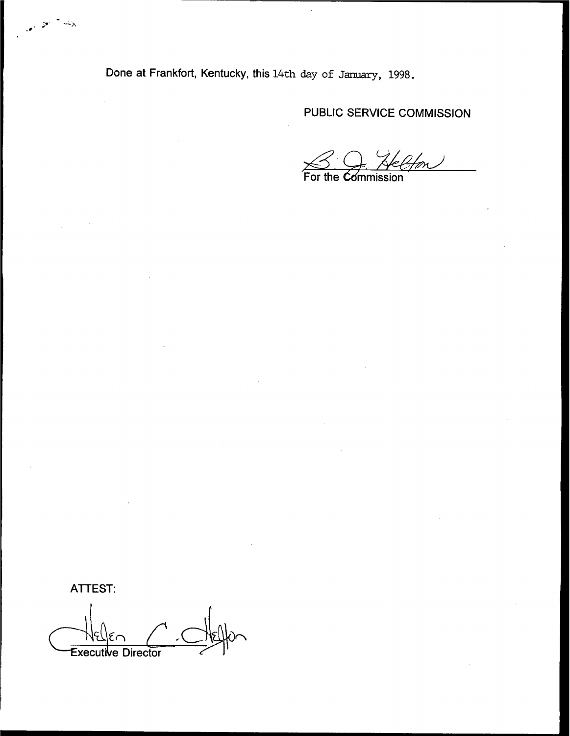Done at Frankfort, Kentucky, this 14th day of January, 1998.

PUBLIC SERVICE COMMISSION

For the Commission

ATTEST:

Executive Director